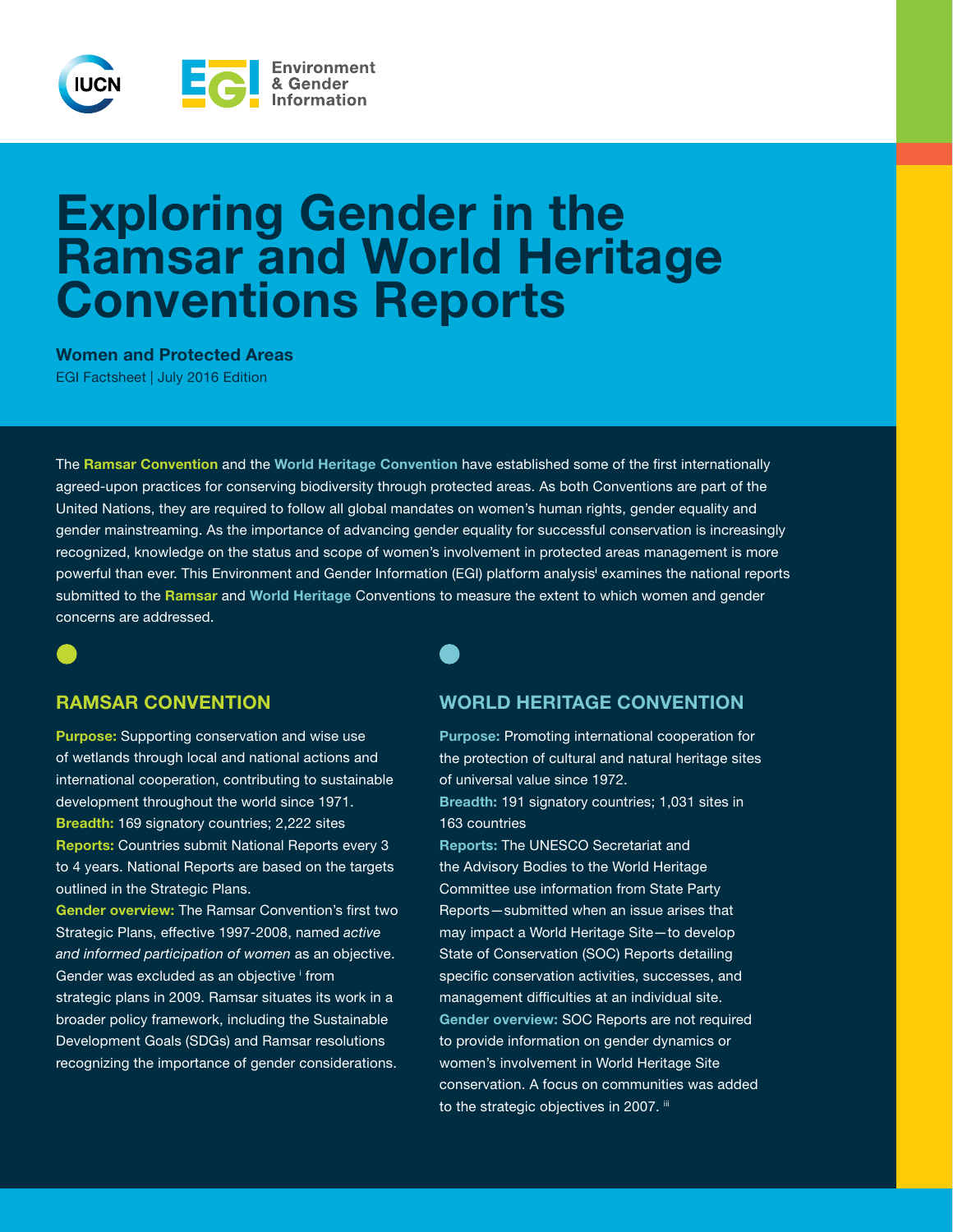IUCN

Environment & Gender Information

# Exploring Gender in the Ramsar and World Heritage Conventions Reports

**Women and Protected Areas**

EGI Factsheet | July 2016 Edition

The **Ramsar Convention** and the **World Heritage Convention** have established some of the first internationally agreed-upon practices for conserving biodiversity through protected areas. As both Conventions are part of the United Nations, they are required to follow all global mandates on women's human rights, gender equality and gender mainstreaming. As the importance of advancing gender equality for successful conservation is increasingly recognized, knowledge on the status and scope of women's involvement in protected areas management is more powerful than ever. This Environment and Gender Information (EGI) platform analysis[i] examines the national reports submitted to the **Ramsar** and **World Heritage** Conventions to measure the extent to which women and gender concerns are addressed.

## RAMSAR CONVENTION

**Purpose:** Supporting conservation and wise use of wetlands through local and national actions and international cooperation, contributing to sustainable development throughout the world since 1971.

**Breadth:** 169 signatory countries; 2,222 sites

**Reports:** Countries submit National Reports every 3 to 4 years. National Reports are based on the targets outlined in the Strategic Plans.

**Gender overview:** The Ramsar Convention's first two Strategic Plans, effective 1997-2008, named *active and informed participation of women* as an objective. Gender was excluded as an objective [i] from strategic plans in 2009. Ramsar situates its work in a broader policy framework, including the Sustainable Development Goals (SDGs) and Ramsar resolutions recognizing the importance of gender considerations.

## WORLD HERITAGE CONVENTION

**Purpose:** Promoting international cooperation for the protection of cultural and natural heritage sites of universal value since 1972.

**Breadth:** 191 signatory countries; 1,031 sites in 163 countries

**Reports:** The UNESCO Secretariat and the Advisory Bodies to the World Heritage Committee use information from State Party Reports—submitted when an issue arises that may impact a World Heritage Site—to develop State of Conservation (SOC) Reports detailing specific conservation activities, successes, and management difficulties at an individual site.

**Gender overview:** SOC Reports are not required to provide information on gender dynamics or women's involvement in World Heritage Site conservation. A focus on communities was added to the strategic objectives in 2007. [iii]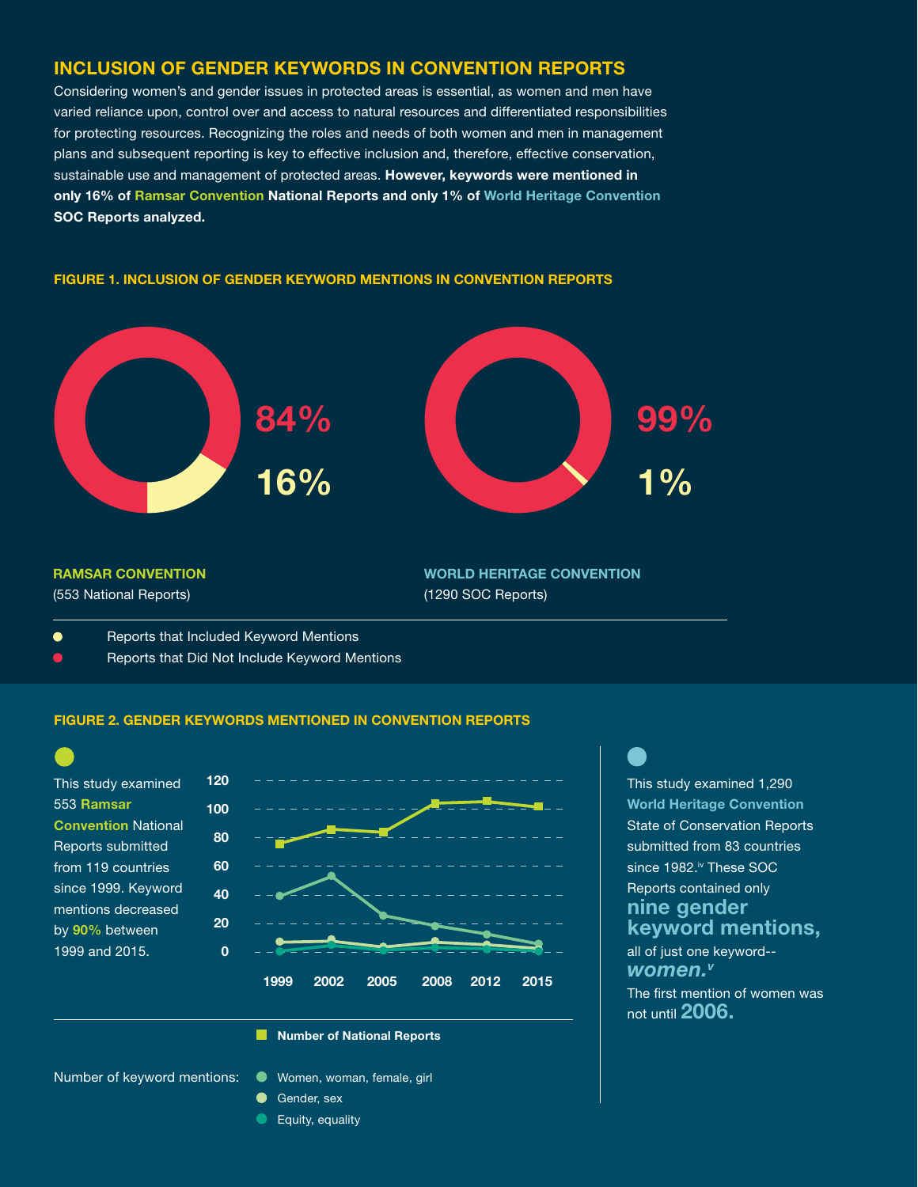## INCLUSION OF GENDER KEYWORDS IN CONVENTION REPORTS

Considering women's and gender issues in protected areas is essential, as women and men have varied reliance upon, control over and access to natural resources and differentiated responsibilities for protecting resources. Recognizing the roles and needs of both women and men in management plans and subsequent reporting is key to effective inclusion and, therefore, effective conservation, sustainable use and management of protected areas. **However, keywords were mentioned in only 16% of Ramsar Convention National Reports and only 1% of World Heritage Convention SOC Reports analyzed.**

### FIGURE 1. INCLUSION OF GENDER KEYWORD MENTIONS IN CONVENTION REPORTS

84%

16%

99%

1%

**RAMSAR CONVENTION**
(553 National Reports)

**WORLD HERITAGE CONVENTION**
(1290 SOC Reports)

- Reports that Included Keyword Mentions
- Reports that Did Not Include Keyword Mentions

### FIGURE 2. GENDER KEYWORDS MENTIONED IN CONVENTION REPORTS

This study examined 553 **Ramsar Convention** National Reports submitted from 119 countries since 1999. Keyword mentions decreased by **90%** between 1999 and 2015.

120
100
80
60
40
20
0

1999 2002 2005 2008 2012 2015

**Number of National Reports**

Number of keyword mentions:

- Women, woman, female, girl
- Gender, sex
- Equity, equality

This study examined 1,290 **World Heritage Convention** State of Conservation Reports submitted from 83 countries since 1982.[iv] These SOC Reports contained only **nine gender keyword mentions,** all of just one keyword-- ***women.***[v] The first mention of women was not until **2006.**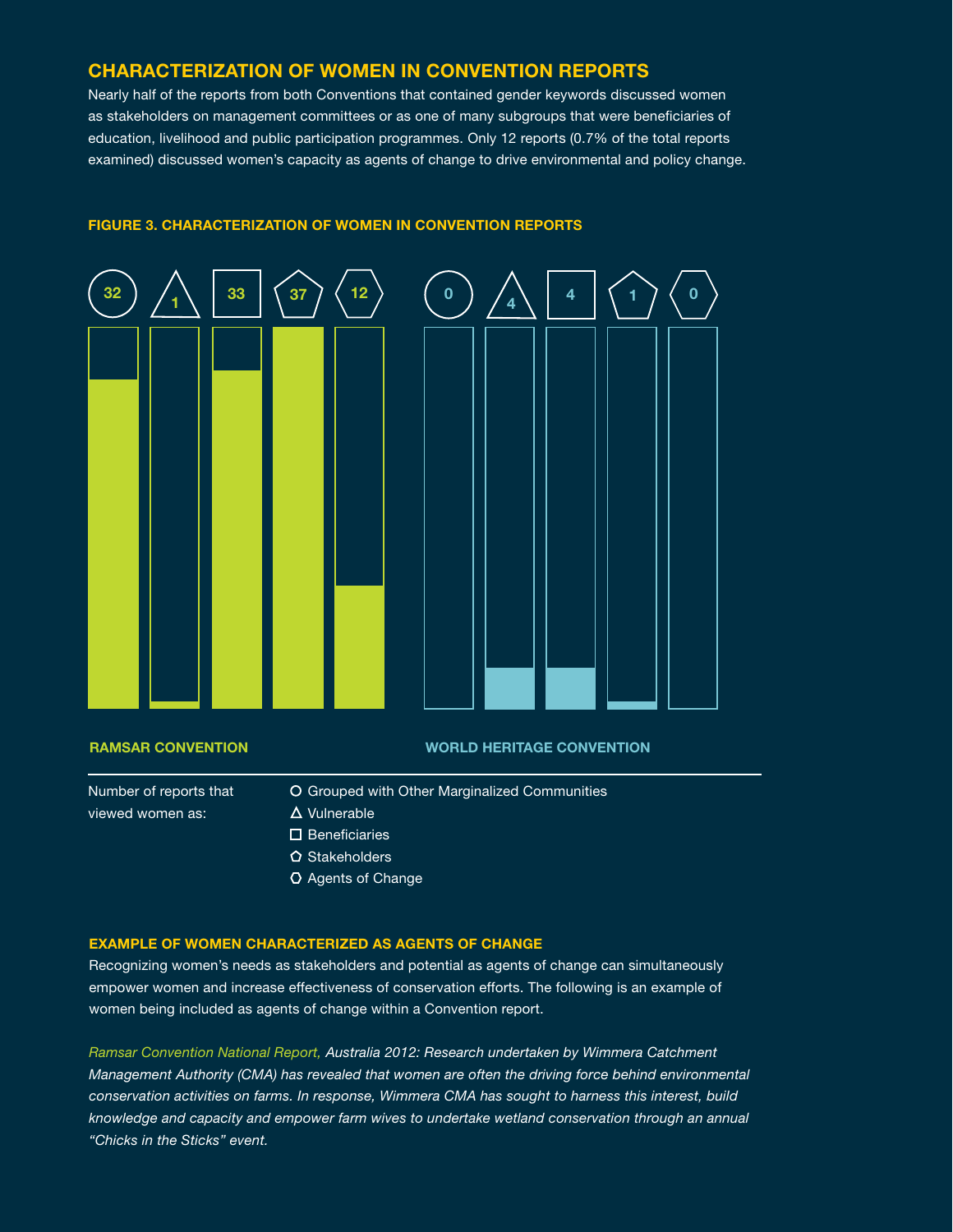## CHARACTERIZATION OF WOMEN IN CONVENTION REPORTS

Nearly half of the reports from both Conventions that contained gender keywords discussed women as stakeholders on management committees or as one of many subgroups that were beneficiaries of education, livelihood and public participation programmes. Only 12 reports (0.7% of the total reports examined) discussed women's capacity as agents of change to drive environmental and policy change.

### FIGURE 3. CHARACTERIZATION OF WOMEN IN CONVENTION REPORTS

| Number of reports that viewed women as: | RAMSAR CONVENTION | WORLD HERITAGE CONVENTION |
| --- | --- | --- |
| Grouped with Other Marginalized Communities | 32 | 0 |
| Vulnerable | 1 | 4 |
| Beneficiaries | 33 | 4 |
| Stakeholders | 37 | 1 |
| Agents of Change | 12 | 0 |

### EXAMPLE OF WOMEN CHARACTERIZED AS AGENTS OF CHANGE

Recognizing women's needs as stakeholders and potential as agents of change can simultaneously empower women and increase effectiveness of conservation efforts. The following is an example of women being included as agents of change within a Convention report.

*Ramsar Convention National Report, Australia 2012: Research undertaken by Wimmera Catchment Management Authority (CMA) has revealed that women are often the driving force behind environmental conservation activities on farms. In response, Wimmera CMA has sought to harness this interest, build knowledge and capacity and empower farm wives to undertake wetland conservation through an annual "Chicks in the Sticks" event.*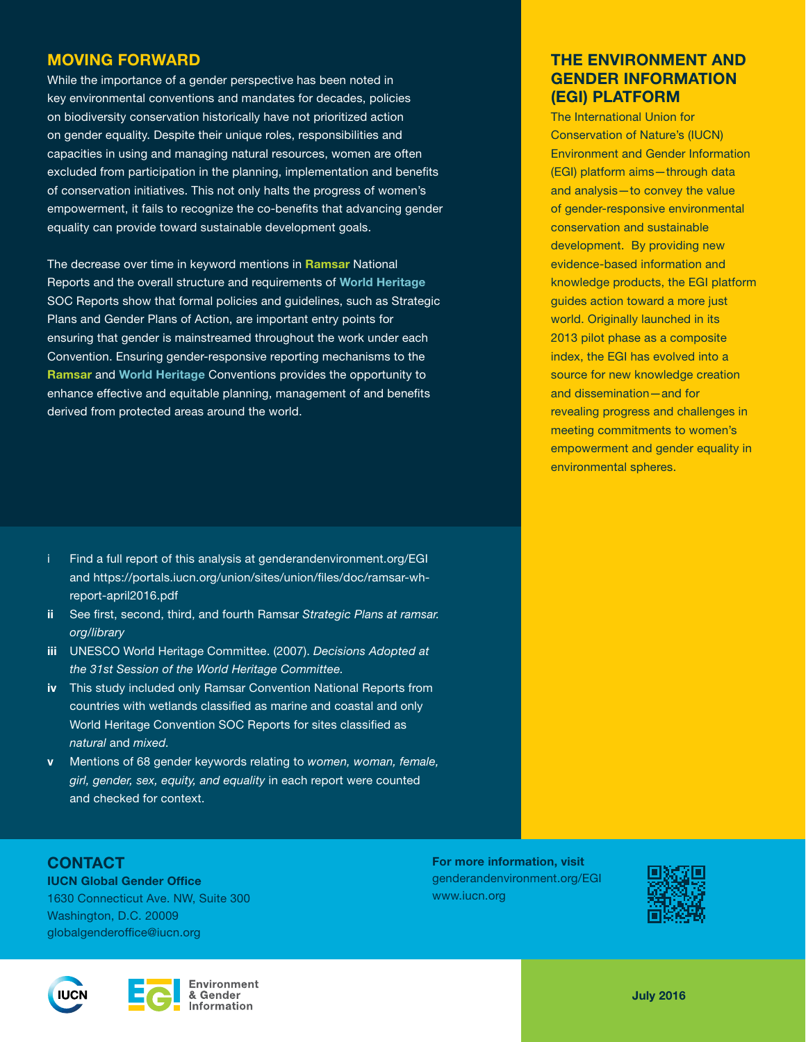## MOVING FORWARD

While the importance of a gender perspective has been noted in key environmental conventions and mandates for decades, policies on biodiversity conservation historically have not prioritized action on gender equality. Despite their unique roles, responsibilities and capacities in using and managing natural resources, women are often excluded from participation in the planning, implementation and benefits of conservation initiatives. This not only halts the progress of women's empowerment, it fails to recognize the co-benefits that advancing gender equality can provide toward sustainable development goals.

The decrease over time in keyword mentions in **Ramsar** National Reports and the overall structure and requirements of **World Heritage** SOC Reports show that formal policies and guidelines, such as Strategic Plans and Gender Plans of Action, are important entry points for ensuring that gender is mainstreamed throughout the work under each Convention. Ensuring gender-responsive reporting mechanisms to the **Ramsar** and **World Heritage** Conventions provides the opportunity to enhance effective and equitable planning, management of and benefits derived from protected areas around the world.

## THE ENVIRONMENT AND GENDER INFORMATION (EGI) PLATFORM

The International Union for Conservation of Nature's (IUCN) Environment and Gender Information (EGI) platform aims—through data and analysis—to convey the value of gender-responsive environmental conservation and sustainable development. By providing new evidence-based information and knowledge products, the EGI platform guides action toward a more just world. Originally launched in its 2013 pilot phase as a composite index, the EGI has evolved into a source for new knowledge creation and dissemination—and for revealing progress and challenges in meeting commitments to women's empowerment and gender equality in environmental spheres.

- **i** Find a full report of this analysis at genderandenvironment.org/EGI and https://portals.iucn.org/union/sites/union/files/doc/ramsar-wh-report-april2016.pdf
- **ii** See first, second, third, and fourth Ramsar *Strategic Plans at ramsar.org/library*
- **iii** UNESCO World Heritage Committee. (2007). *Decisions Adopted at the 31st Session of the World Heritage Committee.*
- **iv** This study included only Ramsar Convention National Reports from countries with wetlands classified as marine and coastal and only World Heritage Convention SOC Reports for sites classified as *natural* and *mixed*.
- **v** Mentions of 68 gender keywords relating to *women, woman, female, girl, gender, sex, equity, and equality* in each report were counted and checked for context.

## CONTACT

**IUCN Global Gender Office**
1630 Connecticut Ave. NW, Suite 300
Washington, D.C. 20009
globalgenderoffice@iucn.org

**For more information, visit**
genderandenvironment.org/EGI
www.iucn.org

IUCN

EGI Environment & Gender Information

July 2016